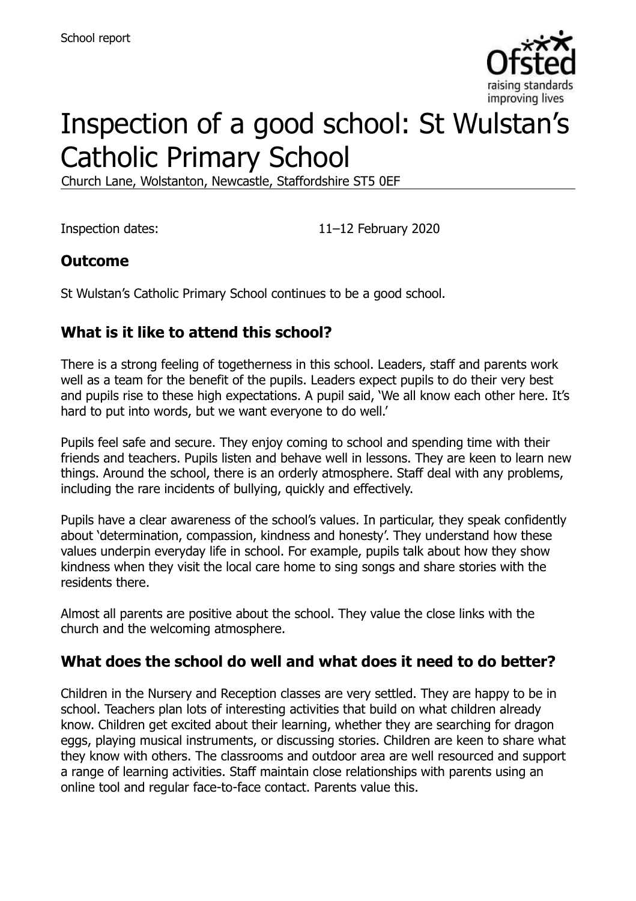School report

# Inspection of a good school: St Wulstan's Catholic Primary School

Church Lane, Wolstanton, Newcastle, Staffordshire ST5 0EF

Inspection dates: 11–12 February 2020

## Outcome

St Wulstan's Catholic Primary School continues to be a good school.

## What is it like to attend this school?

There is a strong feeling of togetherness in this school. Leaders, staff and parents work well as a team for the benefit of the pupils. Leaders expect pupils to do their very best and pupils rise to these high expectations. A pupil said, 'We all know each other here. It's hard to put into words, but we want everyone to do well.'

Pupils feel safe and secure. They enjoy coming to school and spending time with their friends and teachers. Pupils listen and behave well in lessons. They are keen to learn new things. Around the school, there is an orderly atmosphere. Staff deal with any problems, including the rare incidents of bullying, quickly and effectively.

Pupils have a clear awareness of the school's values. In particular, they speak confidently about 'determination, compassion, kindness and honesty'. They understand how these values underpin everyday life in school. For example, pupils talk about how they show kindness when they visit the local care home to sing songs and share stories with the residents there.

Almost all parents are positive about the school. They value the close links with the church and the welcoming atmosphere.

## What does the school do well and what does it need to do better?

Children in the Nursery and Reception classes are very settled. They are happy to be in school. Teachers plan lots of interesting activities that build on what children already know. Children get excited about their learning, whether they are searching for dragon eggs, playing musical instruments, or discussing stories. Children are keen to share what they know with others. The classrooms and outdoor area are well resourced and support a range of learning activities. Staff maintain close relationships with parents using an online tool and regular face-to-face contact. Parents value this.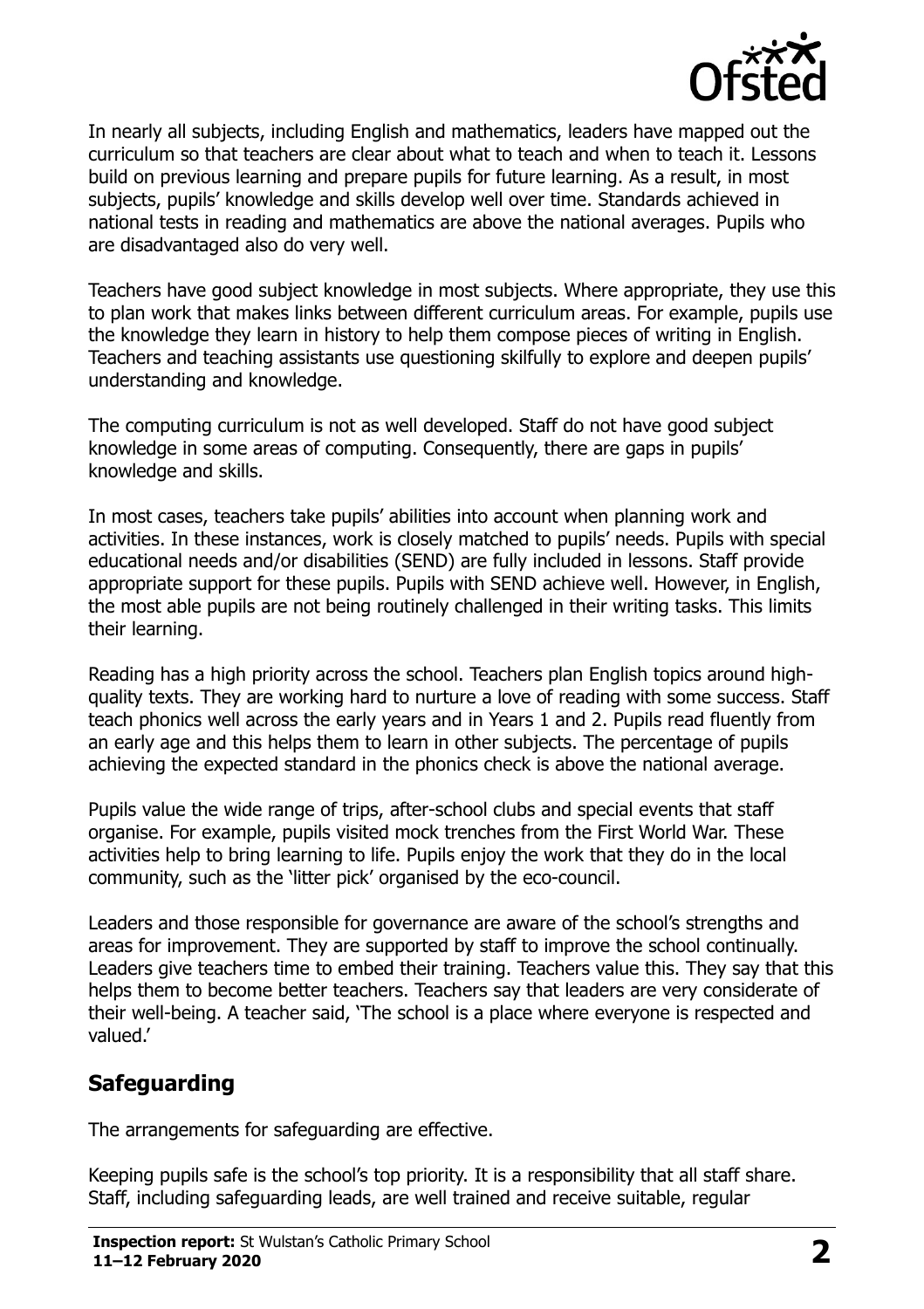In nearly all subjects, including English and mathematics, leaders have mapped out the curriculum so that teachers are clear about what to teach and when to teach it. Lessons build on previous learning and prepare pupils for future learning. As a result, in most subjects, pupils' knowledge and skills develop well over time. Standards achieved in national tests in reading and mathematics are above the national averages. Pupils who are disadvantaged also do very well.

Teachers have good subject knowledge in most subjects. Where appropriate, they use this to plan work that makes links between different curriculum areas. For example, pupils use the knowledge they learn in history to help them compose pieces of writing in English. Teachers and teaching assistants use questioning skilfully to explore and deepen pupils' understanding and knowledge.

The computing curriculum is not as well developed. Staff do not have good subject knowledge in some areas of computing. Consequently, there are gaps in pupils' knowledge and skills.

In most cases, teachers take pupils' abilities into account when planning work and activities. In these instances, work is closely matched to pupils' needs. Pupils with special educational needs and/or disabilities (SEND) are fully included in lessons. Staff provide appropriate support for these pupils. Pupils with SEND achieve well. However, in English, the most able pupils are not being routinely challenged in their writing tasks. This limits their learning.

Reading has a high priority across the school. Teachers plan English topics around high-quality texts. They are working hard to nurture a love of reading with some success. Staff teach phonics well across the early years and in Years 1 and 2. Pupils read fluently from an early age and this helps them to learn in other subjects. The percentage of pupils achieving the expected standard in the phonics check is above the national average.

Pupils value the wide range of trips, after-school clubs and special events that staff organise. For example, pupils visited mock trenches from the First World War. These activities help to bring learning to life. Pupils enjoy the work that they do in the local community, such as the 'litter pick' organised by the eco-council.

Leaders and those responsible for governance are aware of the school's strengths and areas for improvement. They are supported by staff to improve the school continually. Leaders give teachers time to embed their training. Teachers value this. They say that this helps them to become better teachers. Teachers say that leaders are very considerate of their well-being. A teacher said, 'The school is a place where everyone is respected and valued.'

## Safeguarding

The arrangements for safeguarding are effective.

Keeping pupils safe is the school's top priority. It is a responsibility that all staff share. Staff, including safeguarding leads, are well trained and receive suitable, regular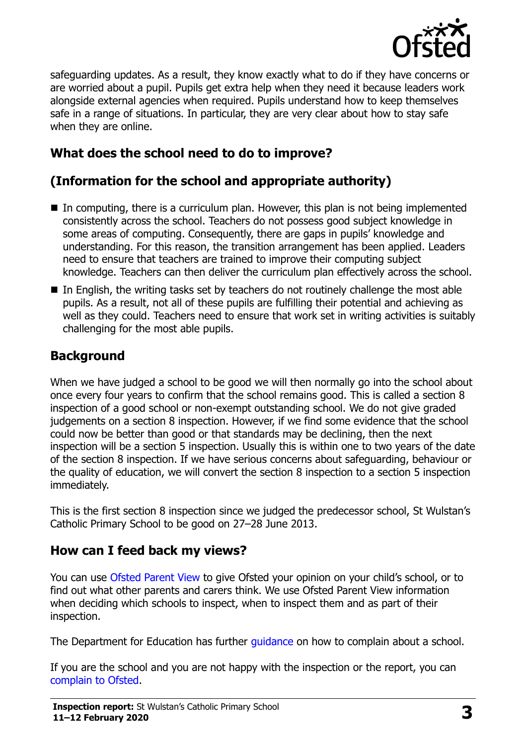safeguarding updates. As a result, they know exactly what to do if they have concerns or are worried about a pupil. Pupils get extra help when they need it because leaders work alongside external agencies when required. Pupils understand how to keep themselves safe in a range of situations. In particular, they are very clear about how to stay safe when they are online.

## What does the school need to do to improve?

## (Information for the school and appropriate authority)

- In computing, there is a curriculum plan. However, this plan is not being implemented consistently across the school. Teachers do not possess good subject knowledge in some areas of computing. Consequently, there are gaps in pupils' knowledge and understanding. For this reason, the transition arrangement has been applied. Leaders need to ensure that teachers are trained to improve their computing subject knowledge. Teachers can then deliver the curriculum plan effectively across the school.
- In English, the writing tasks set by teachers do not routinely challenge the most able pupils. As a result, not all of these pupils are fulfilling their potential and achieving as well as they could. Teachers need to ensure that work set in writing activities is suitably challenging for the most able pupils.

## Background

When we have judged a school to be good we will then normally go into the school about once every four years to confirm that the school remains good. This is called a section 8 inspection of a good school or non-exempt outstanding school. We do not give graded judgements on a section 8 inspection. However, if we find some evidence that the school could now be better than good or that standards may be declining, then the next inspection will be a section 5 inspection. Usually this is within one to two years of the date of the section 8 inspection. If we have serious concerns about safeguarding, behaviour or the quality of education, we will convert the section 8 inspection to a section 5 inspection immediately.

This is the first section 8 inspection since we judged the predecessor school, St Wulstan's Catholic Primary School to be good on 27–28 June 2013.

## How can I feed back my views?

You can use Ofsted Parent View to give Ofsted your opinion on your child's school, or to find out what other parents and carers think. We use Ofsted Parent View information when deciding which schools to inspect, when to inspect them and as part of their inspection.

The Department for Education has further guidance on how to complain about a school.

If you are the school and you are not happy with the inspection or the report, you can complain to Ofsted.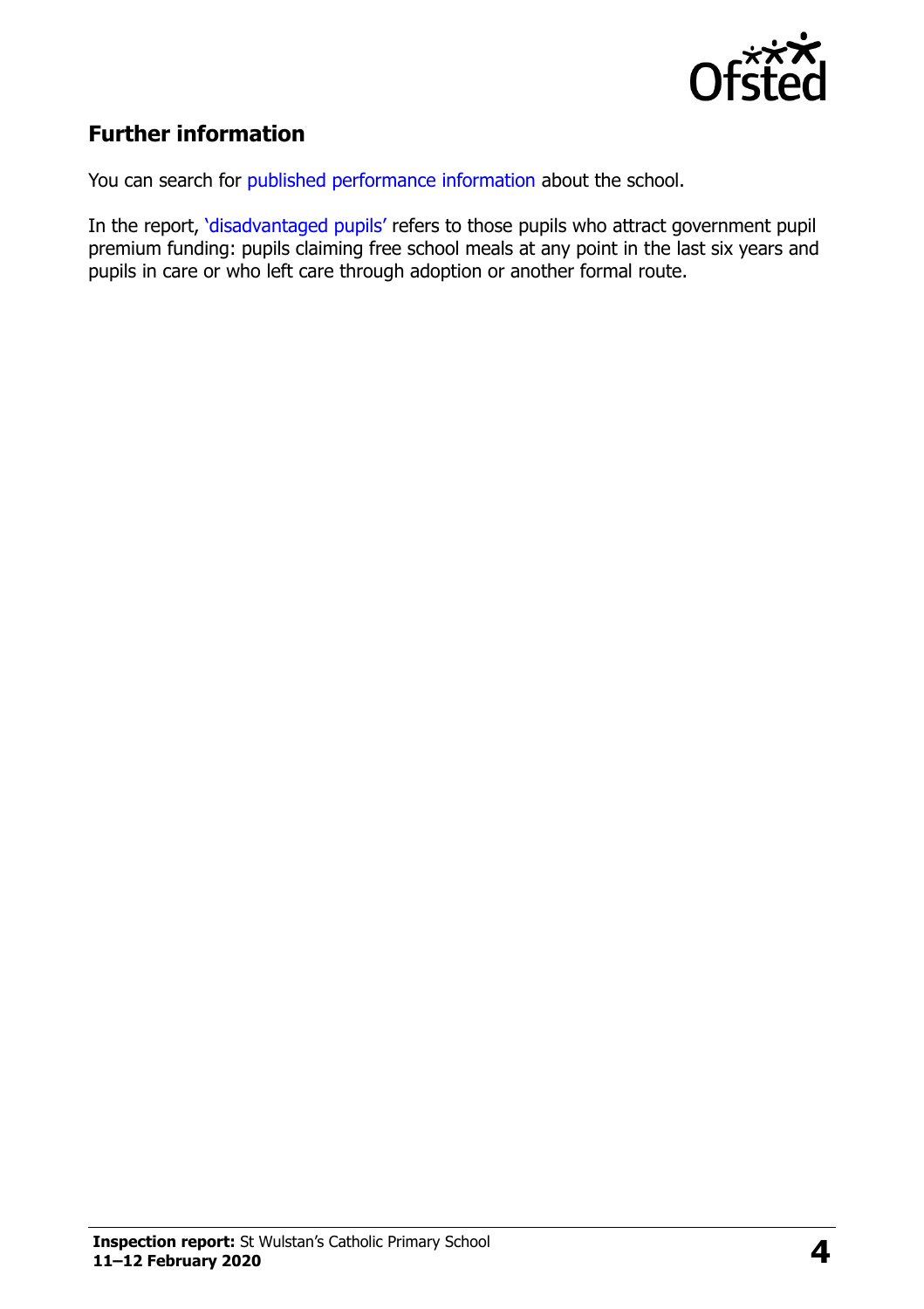## Further information

You can search for published performance information about the school.

In the report, 'disadvantaged pupils' refers to those pupils who attract government pupil premium funding: pupils claiming free school meals at any point in the last six years and pupils in care or who left care through adoption or another formal route.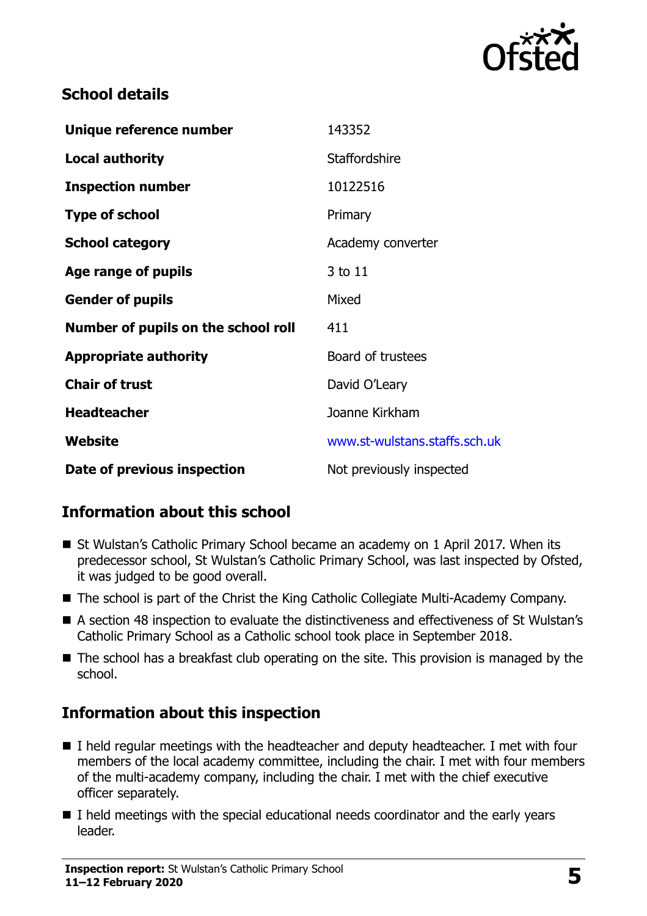## School details

| | |
|---|---|
| **Unique reference number** | 143352 |
| **Local authority** | Staffordshire |
| **Inspection number** | 10122516 |
| **Type of school** | Primary |
| **School category** | Academy converter |
| **Age range of pupils** | 3 to 11 |
| **Gender of pupils** | Mixed |
| **Number of pupils on the school roll** | 411 |
| **Appropriate authority** | Board of trustees |
| **Chair of trust** | David O'Leary |
| **Headteacher** | Joanne Kirkham |
| **Website** | www.st-wulstans.staffs.sch.uk |
| **Date of previous inspection** | Not previously inspected |

## Information about this school

- St Wulstan's Catholic Primary School became an academy on 1 April 2017. When its predecessor school, St Wulstan's Catholic Primary School, was last inspected by Ofsted, it was judged to be good overall.
- The school is part of the Christ the King Catholic Collegiate Multi-Academy Company.
- A section 48 inspection to evaluate the distinctiveness and effectiveness of St Wulstan's Catholic Primary School as a Catholic school took place in September 2018.
- The school has a breakfast club operating on the site. This provision is managed by the school.

## Information about this inspection

- I held regular meetings with the headteacher and deputy headteacher. I met with four members of the local academy committee, including the chair. I met with four members of the multi-academy company, including the chair. I met with the chief executive officer separately.
- I held meetings with the special educational needs coordinator and the early years leader.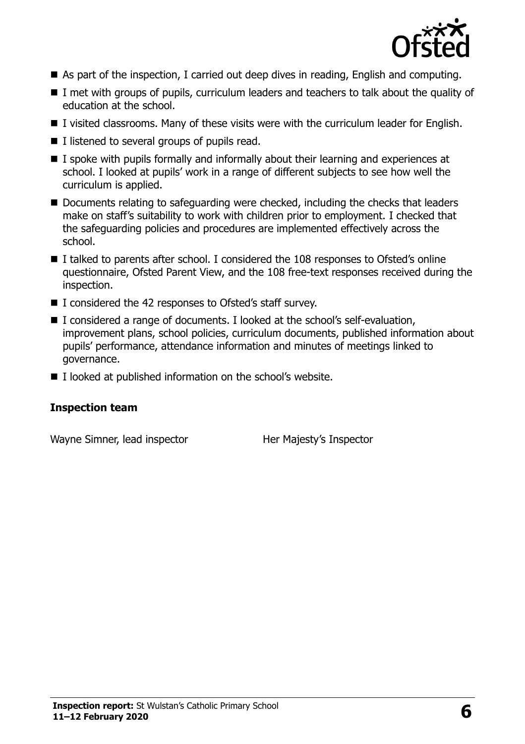- As part of the inspection, I carried out deep dives in reading, English and computing.
- I met with groups of pupils, curriculum leaders and teachers to talk about the quality of education at the school.
- I visited classrooms. Many of these visits were with the curriculum leader for English.
- I listened to several groups of pupils read.
- I spoke with pupils formally and informally about their learning and experiences at school. I looked at pupils' work in a range of different subjects to see how well the curriculum is applied.
- Documents relating to safeguarding were checked, including the checks that leaders make on staff's suitability to work with children prior to employment. I checked that the safeguarding policies and procedures are implemented effectively across the school.
- I talked to parents after school. I considered the 108 responses to Ofsted's online questionnaire, Ofsted Parent View, and the 108 free-text responses received during the inspection.
- I considered the 42 responses to Ofsted's staff survey.
- I considered a range of documents. I looked at the school's self-evaluation, improvement plans, school policies, curriculum documents, published information about pupils' performance, attendance information and minutes of meetings linked to governance.
- I looked at published information on the school's website.

### Inspection team

| | |
|---|---|
| Wayne Simner, lead inspector | Her Majesty's Inspector |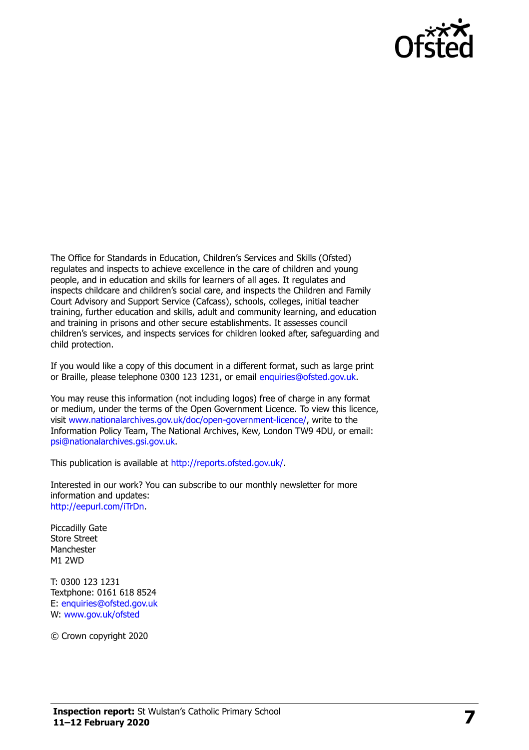The Office for Standards in Education, Children's Services and Skills (Ofsted) regulates and inspects to achieve excellence in the care of children and young people, and in education and skills for learners of all ages. It regulates and inspects childcare and children's social care, and inspects the Children and Family Court Advisory and Support Service (Cafcass), schools, colleges, initial teacher training, further education and skills, adult and community learning, and education and training in prisons and other secure establishments. It assesses council children's services, and inspects services for children looked after, safeguarding and child protection.

If you would like a copy of this document in a different format, such as large print or Braille, please telephone 0300 123 1231, or email enquiries@ofsted.gov.uk.

You may reuse this information (not including logos) free of charge in any format or medium, under the terms of the Open Government Licence. To view this licence, visit www.nationalarchives.gov.uk/doc/open-government-licence/, write to the Information Policy Team, The National Archives, Kew, London TW9 4DU, or email: psi@nationalarchives.gsi.gov.uk.

This publication is available at http://reports.ofsted.gov.uk/.

Interested in our work? You can subscribe to our monthly newsletter for more information and updates:
http://eepurl.com/iTrDn.

Piccadilly Gate
Store Street
Manchester
M1 2WD

T: 0300 123 1231
Textphone: 0161 618 8524
E: enquiries@ofsted.gov.uk
W: www.gov.uk/ofsted

© Crown copyright 2020